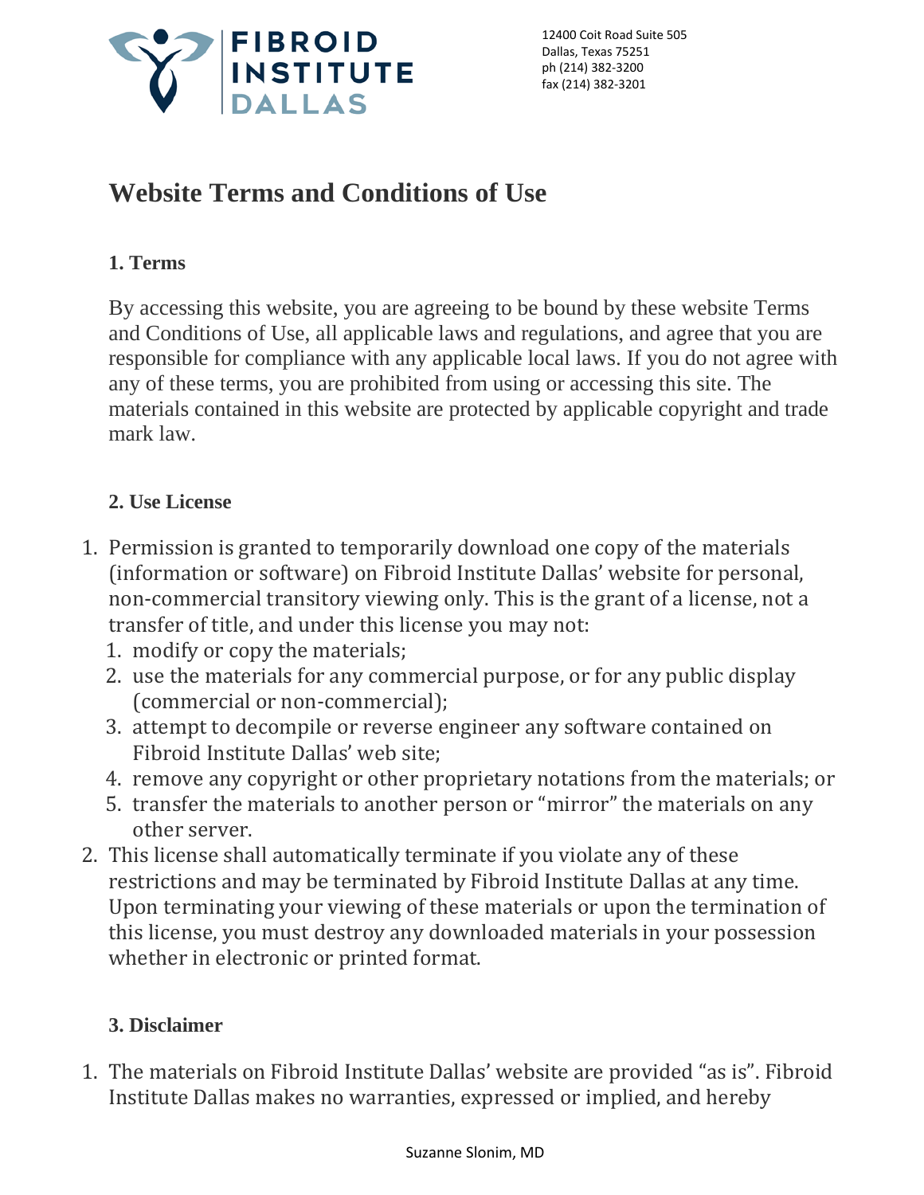FIBROID INSTITUTE DALLAS

12400 Coit Road Suite 505
Dallas, Texas 75251
ph (214) 382-3200
fax (214) 382-3201

# Website Terms and Conditions of Use

### 1. Terms

By accessing this website, you are agreeing to be bound by these website Terms and Conditions of Use, all applicable laws and regulations, and agree that you are responsible for compliance with any applicable local laws. If you do not agree with any of these terms, you are prohibited from using or accessing this site. The materials contained in this website are protected by applicable copyright and trade mark law.

### 2. Use License

1. Permission is granted to temporarily download one copy of the materials (information or software) on Fibroid Institute Dallas' website for personal, non-commercial transitory viewing only. This is the grant of a license, not a transfer of title, and under this license you may not:
   1. modify or copy the materials;
   2. use the materials for any commercial purpose, or for any public display (commercial or non-commercial);
   3. attempt to decompile or reverse engineer any software contained on Fibroid Institute Dallas' web site;
   4. remove any copyright or other proprietary notations from the materials; or
   5. transfer the materials to another person or "mirror" the materials on any other server.
2. This license shall automatically terminate if you violate any of these restrictions and may be terminated by Fibroid Institute Dallas at any time. Upon terminating your viewing of these materials or upon the termination of this license, you must destroy any downloaded materials in your possession whether in electronic or printed format.

### 3. Disclaimer

1. The materials on Fibroid Institute Dallas' website are provided "as is". Fibroid Institute Dallas makes no warranties, expressed or implied, and hereby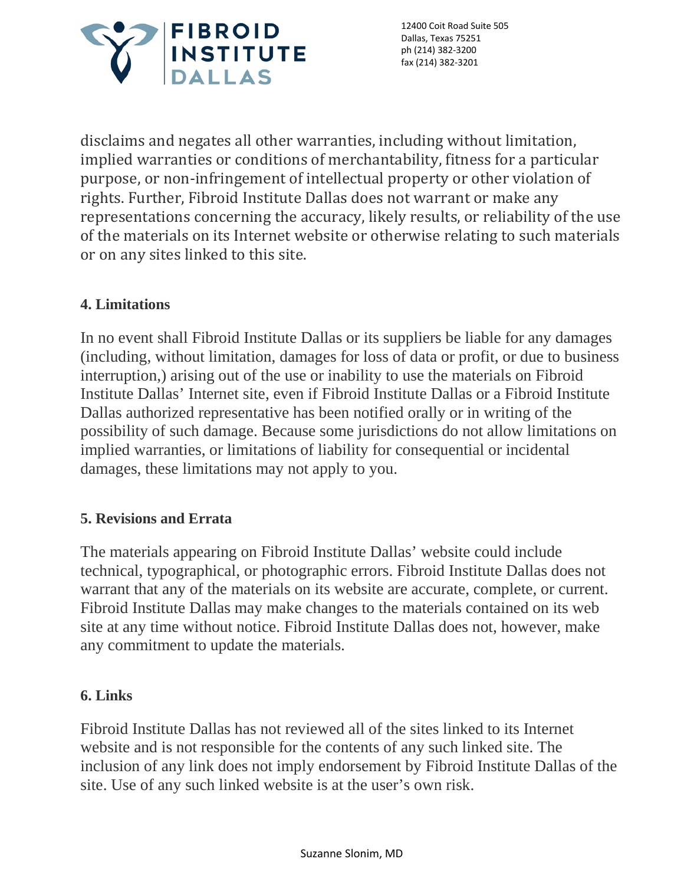disclaims and negates all other warranties, including without limitation, implied warranties or conditions of merchantability, fitness for a particular purpose, or non-infringement of intellectual property or other violation of rights. Further, Fibroid Institute Dallas does not warrant or make any representations concerning the accuracy, likely results, or reliability of the use of the materials on its Internet website or otherwise relating to such materials or on any sites linked to this site.

**4. Limitations**

In no event shall Fibroid Institute Dallas or its suppliers be liable for any damages (including, without limitation, damages for loss of data or profit, or due to business interruption,) arising out of the use or inability to use the materials on Fibroid Institute Dallas' Internet site, even if Fibroid Institute Dallas or a Fibroid Institute Dallas authorized representative has been notified orally or in writing of the possibility of such damage. Because some jurisdictions do not allow limitations on implied warranties, or limitations of liability for consequential or incidental damages, these limitations may not apply to you.

**5. Revisions and Errata**

The materials appearing on Fibroid Institute Dallas' website could include technical, typographical, or photographic errors. Fibroid Institute Dallas does not warrant that any of the materials on its website are accurate, complete, or current. Fibroid Institute Dallas may make changes to the materials contained on its web site at any time without notice. Fibroid Institute Dallas does not, however, make any commitment to update the materials.

**6. Links**

Fibroid Institute Dallas has not reviewed all of the sites linked to its Internet website and is not responsible for the contents of any such linked site. The inclusion of any link does not imply endorsement by Fibroid Institute Dallas of the site. Use of any such linked website is at the user's own risk.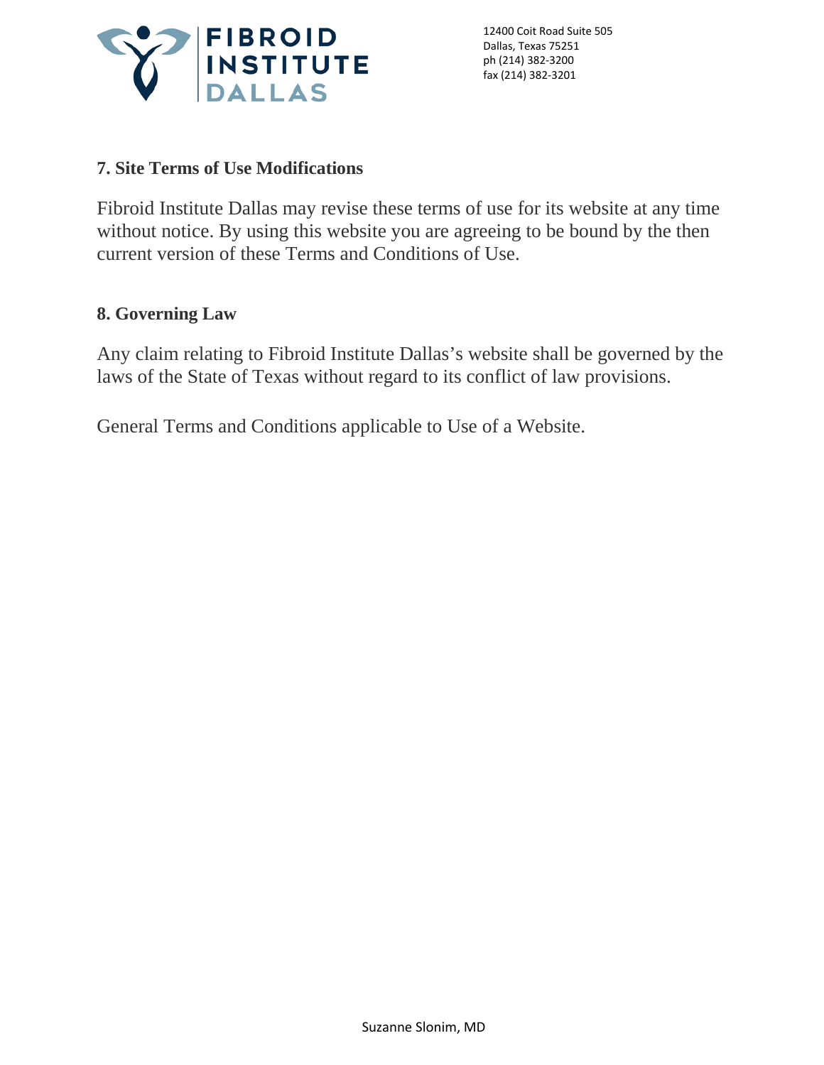### 7. Site Terms of Use Modifications

Fibroid Institute Dallas may revise these terms of use for its website at any time without notice. By using this website you are agreeing to be bound by the then current version of these Terms and Conditions of Use.

### 8. Governing Law

Any claim relating to Fibroid Institute Dallas's website shall be governed by the laws of the State of Texas without regard to its conflict of law provisions.

General Terms and Conditions applicable to Use of a Website.